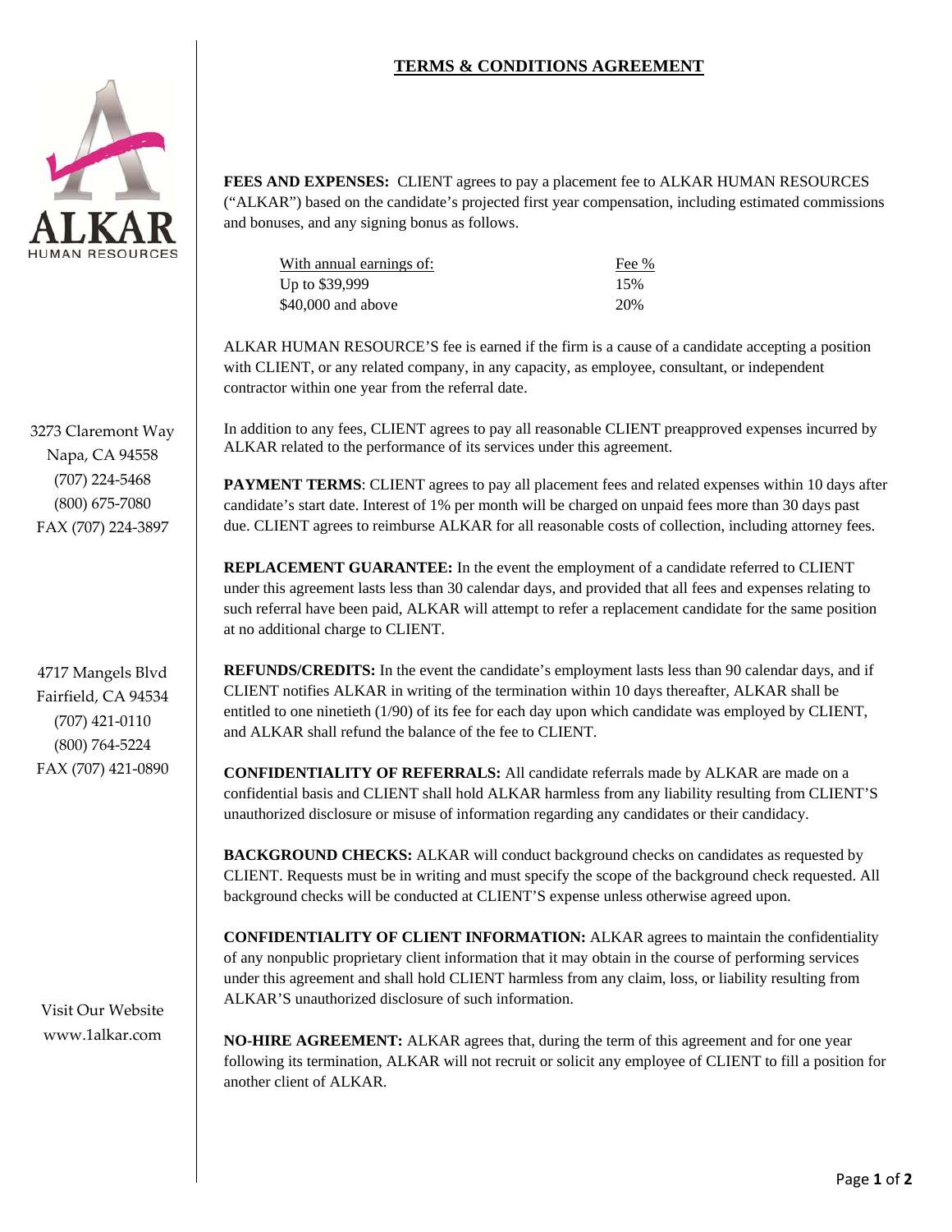# TERMS & CONDITIONS AGREEMENT

ALKAR
HUMAN RESOURCES

3273 Claremont Way
Napa, CA 94558
(707) 224-5468
(800) 675-7080
FAX (707) 224-3897

4717 Mangels Blvd
Fairfield, CA 94534
(707) 421-0110
(800) 764-5224
FAX (707) 421-0890

Visit Our Website
www.1alkar.com

**FEES AND EXPENSES:** CLIENT agrees to pay a placement fee to ALKAR HUMAN RESOURCES ("ALKAR") based on the candidate's projected first year compensation, including estimated commissions and bonuses, and any signing bonus as follows.

| With annual earnings of: | Fee % |
|---|---|
| Up to $39,999 | 15% |
| $40,000 and above | 20% |

ALKAR HUMAN RESOURCE'S fee is earned if the firm is a cause of a candidate accepting a position with CLIENT, or any related company, in any capacity, as employee, consultant, or independent contractor within one year from the referral date.

In addition to any fees, CLIENT agrees to pay all reasonable CLIENT preapproved expenses incurred by ALKAR related to the performance of its services under this agreement.

**PAYMENT TERMS**: CLIENT agrees to pay all placement fees and related expenses within 10 days after candidate's start date. Interest of 1% per month will be charged on unpaid fees more than 30 days past due. CLIENT agrees to reimburse ALKAR for all reasonable costs of collection, including attorney fees.

**REPLACEMENT GUARANTEE:** In the event the employment of a candidate referred to CLIENT under this agreement lasts less than 30 calendar days, and provided that all fees and expenses relating to such referral have been paid, ALKAR will attempt to refer a replacement candidate for the same position at no additional charge to CLIENT.

**REFUNDS/CREDITS:** In the event the candidate's employment lasts less than 90 calendar days, and if CLIENT notifies ALKAR in writing of the termination within 10 days thereafter, ALKAR shall be entitled to one ninetieth (1/90) of its fee for each day upon which candidate was employed by CLIENT, and ALKAR shall refund the balance of the fee to CLIENT.

**CONFIDENTIALITY OF REFERRALS:** All candidate referrals made by ALKAR are made on a confidential basis and CLIENT shall hold ALKAR harmless from any liability resulting from CLIENT'S unauthorized disclosure or misuse of information regarding any candidates or their candidacy.

**BACKGROUND CHECKS:** ALKAR will conduct background checks on candidates as requested by CLIENT. Requests must be in writing and must specify the scope of the background check requested. All background checks will be conducted at CLIENT'S expense unless otherwise agreed upon.

**CONFIDENTIALITY OF CLIENT INFORMATION:** ALKAR agrees to maintain the confidentiality of any nonpublic proprietary client information that it may obtain in the course of performing services under this agreement and shall hold CLIENT harmless from any claim, loss, or liability resulting from ALKAR'S unauthorized disclosure of such information.

**NO-HIRE AGREEMENT:** ALKAR agrees that, during the term of this agreement and for one year following its termination, ALKAR will not recruit or solicit any employee of CLIENT to fill a position for another client of ALKAR.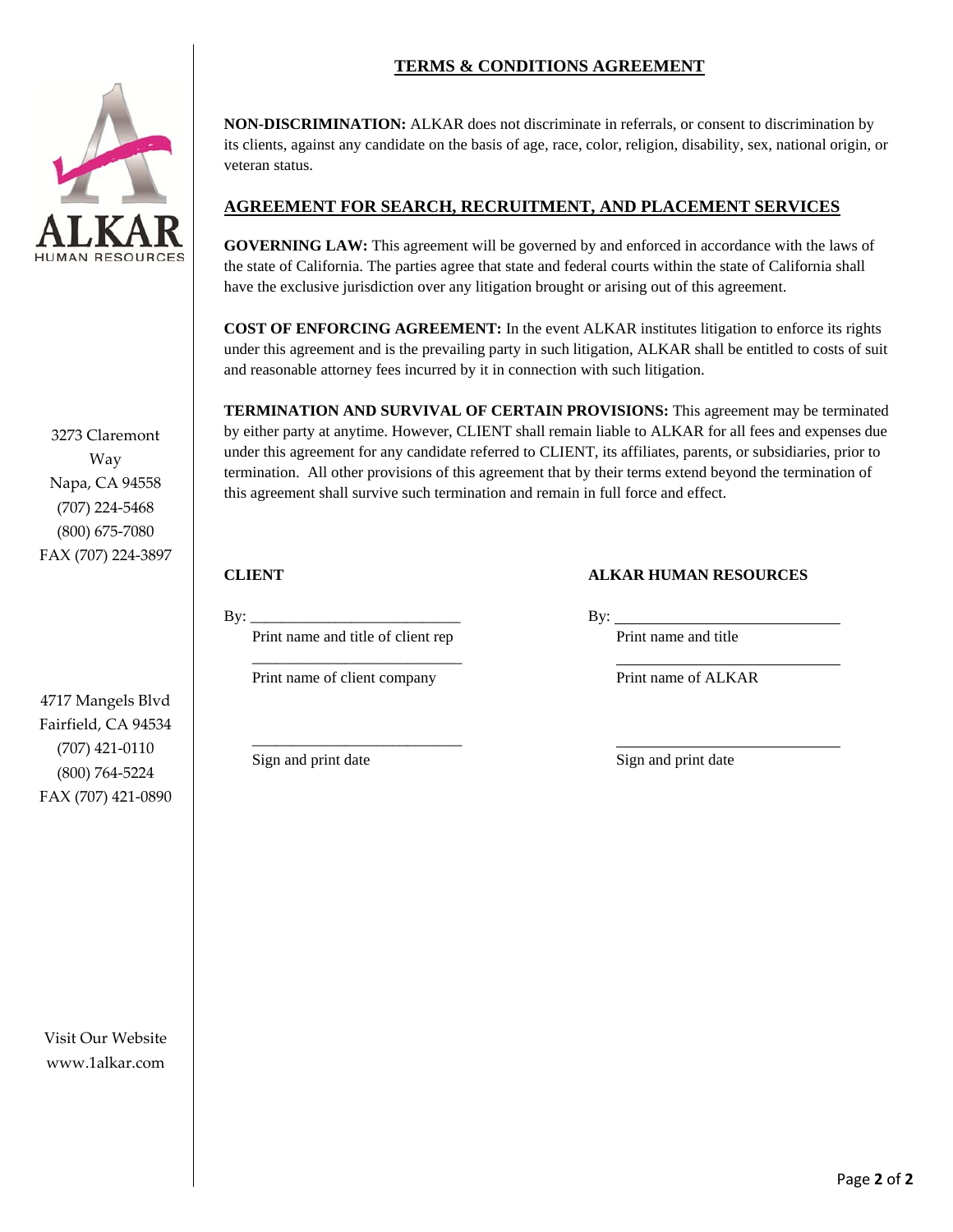ALKAR
HUMAN RESOURCES

3273 Claremont Way
Napa, CA 94558
(707) 224-5468
(800) 675-7080
FAX (707) 224-3897

4717 Mangels Blvd
Fairfield, CA 94534
(707) 421-0110
(800) 764-5224
FAX (707) 421-0890

Visit Our Website
www.1alkar.com

# TERMS & CONDITIONS AGREEMENT

**NON-DISCRIMINATION:** ALKAR does not discriminate in referrals, or consent to discrimination by its clients, against any candidate on the basis of age, race, color, religion, disability, sex, national origin, or veteran status.

## AGREEMENT FOR SEARCH, RECRUITMENT, AND PLACEMENT SERVICES

**GOVERNING LAW:** This agreement will be governed by and enforced in accordance with the laws of the state of California. The parties agree that state and federal courts within the state of California shall have the exclusive jurisdiction over any litigation brought or arising out of this agreement.

**COST OF ENFORCING AGREEMENT:** In the event ALKAR institutes litigation to enforce its rights under this agreement and is the prevailing party in such litigation, ALKAR shall be entitled to costs of suit and reasonable attorney fees incurred by it in connection with such litigation.

**TERMINATION AND SURVIVAL OF CERTAIN PROVISIONS:** This agreement may be terminated by either party at anytime. However, CLIENT shall remain liable to ALKAR for all fees and expenses due under this agreement for any candidate referred to CLIENT, its affiliates, parents, or subsidiaries, prior to termination. All other provisions of this agreement that by their terms extend beyond the termination of this agreement shall survive such termination and remain in full force and effect.

**CLIENT**

By: ___________________________

Print name and title of client rep

___________________________

Print name of client company

___________________________

Sign and print date

**ALKAR HUMAN RESOURCES**

By: ___________________________

Print name and title

___________________________

Print name of ALKAR

___________________________

Sign and print date